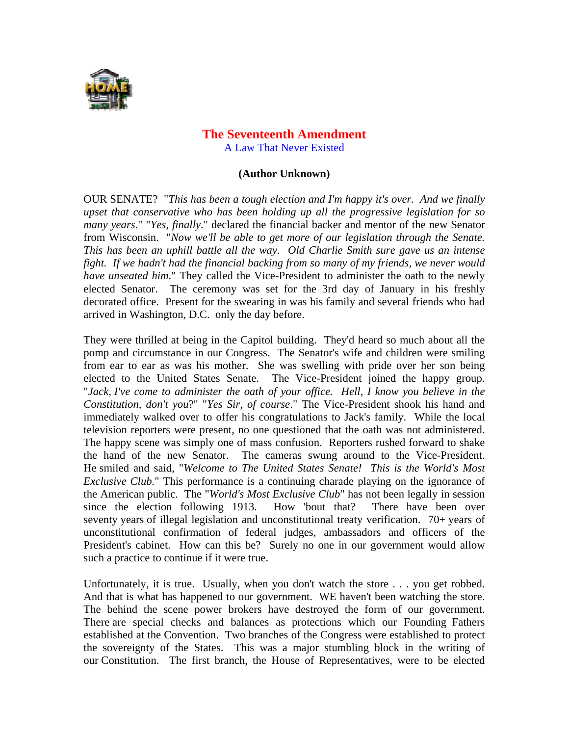# The Seventeenth Amendment

## A Law That Never Existed

**(Author Unknown)**

OUR SENATE? "*This has been a tough election and I'm happy it's over. And we finally upset that conservative who has been holding up all the progressive legislation for so many years*." "*Yes, finally*." declared the financial backer and mentor of the new Senator from Wisconsin. "*Now we'll be able to get more of our legislation through the Senate. This has been an uphill battle all the way. Old Charlie Smith sure gave us an intense fight. If we hadn't had the financial backing from so many of my friends, we never would have unseated him*." They called the Vice-President to administer the oath to the newly elected Senator. The ceremony was set for the 3rd day of January in his freshly decorated office. Present for the swearing in was his family and several friends who had arrived in Washington, D.C. only the day before.

They were thrilled at being in the Capitol building. They'd heard so much about all the pomp and circumstance in our Congress. The Senator's wife and children were smiling from ear to ear as was his mother. She was swelling with pride over her son being elected to the United States Senate. The Vice-President joined the happy group. "*Jack, I've come to administer the oath of your office. Hell, I know you believe in the Constitution, don't you*?" "*Yes Sir, of course*." The Vice-President shook his hand and immediately walked over to offer his congratulations to Jack's family. While the local television reporters were present, no one questioned that the oath was not administered. The happy scene was simply one of mass confusion. Reporters rushed forward to shake the hand of the new Senator. The cameras swung around to the Vice-President. He smiled and said, "*Welcome to The United States Senate! This is the World's Most Exclusive Club*." This performance is a continuing charade playing on the ignorance of the American public. The "*World's Most Exclusive Club*" has not been legally in session since the election following 1913. How 'bout that? There have been over seventy years of illegal legislation and unconstitutional treaty verification. 70+ years of unconstitutional confirmation of federal judges, ambassadors and officers of the President's cabinet. How can this be? Surely no one in our government would allow such a practice to continue if it were true.

Unfortunately, it is true. Usually, when you don't watch the store . . . you get robbed. And that is what has happened to our government. WE haven't been watching the store. The behind the scene power brokers have destroyed the form of our government. There are special checks and balances as protections which our Founding Fathers established at the Convention. Two branches of the Congress were established to protect the sovereignty of the States. This was a major stumbling block in the writing of our Constitution. The first branch, the House of Representatives, were to be elected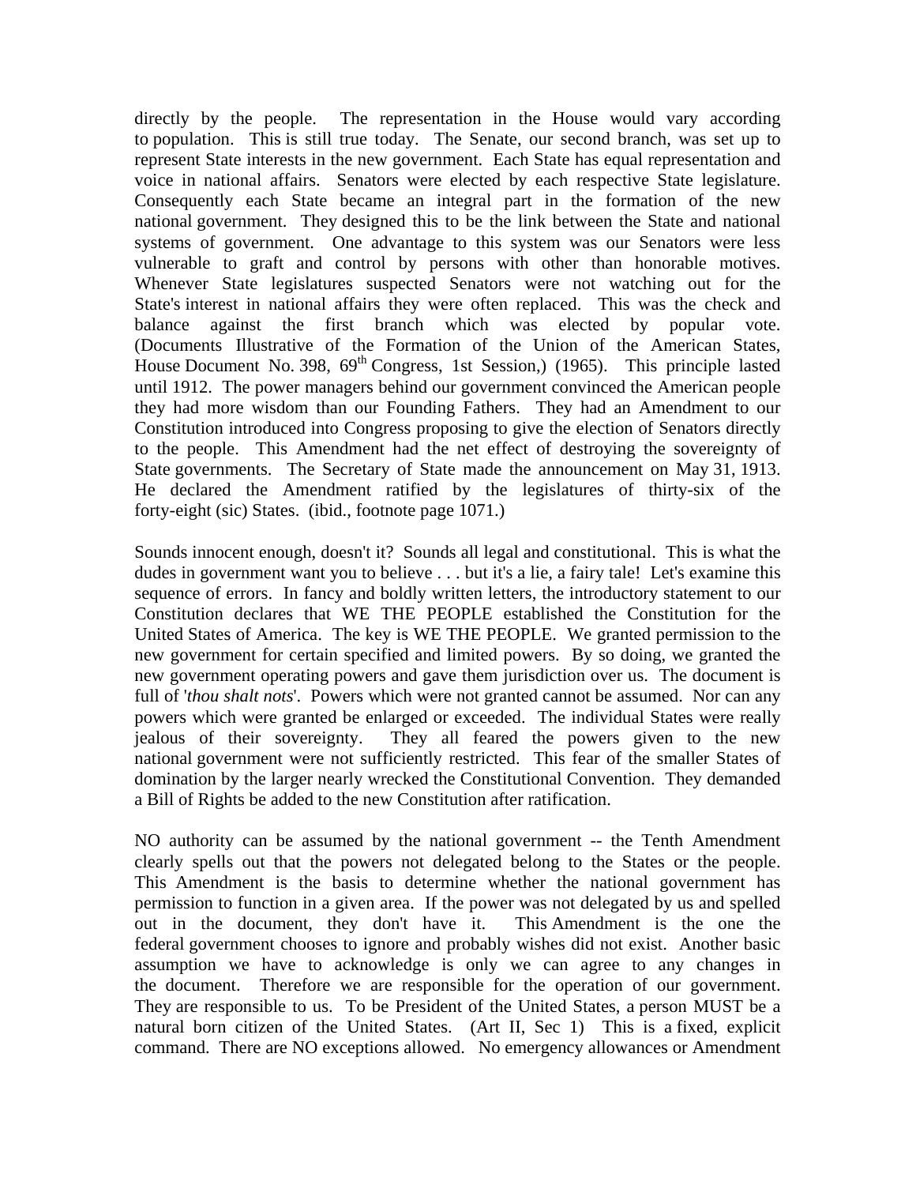directly by the people. The representation in the House would vary according to population. This is still true today. The Senate, our second branch, was set up to represent State interests in the new government. Each State has equal representation and voice in national affairs. Senators were elected by each respective State legislature. Consequently each State became an integral part in the formation of the new national government. They designed this to be the link between the State and national systems of government. One advantage to this system was our Senators were less vulnerable to graft and control by persons with other than honorable motives. Whenever State legislatures suspected Senators were not watching out for the State's interest in national affairs they were often replaced. This was the check and balance against the first branch which was elected by popular vote. (Documents Illustrative of the Formation of the Union of the American States, House Document No. 398, 69th Congress, 1st Session,) (1965). This principle lasted until 1912. The power managers behind our government convinced the American people they had more wisdom than our Founding Fathers. They had an Amendment to our Constitution introduced into Congress proposing to give the election of Senators directly to the people. This Amendment had the net effect of destroying the sovereignty of State governments. The Secretary of State made the announcement on May 31, 1913. He declared the Amendment ratified by the legislatures of thirty-six of the forty-eight (sic) States. (ibid., footnote page 1071.)

Sounds innocent enough, doesn't it? Sounds all legal and constitutional. This is what the dudes in government want you to believe . . . but it's a lie, a fairy tale! Let's examine this sequence of errors. In fancy and boldly written letters, the introductory statement to our Constitution declares that WE THE PEOPLE established the Constitution for the United States of America. The key is WE THE PEOPLE. We granted permission to the new government for certain specified and limited powers. By so doing, we granted the new government operating powers and gave them jurisdiction over us. The document is full of '*thou shalt nots*'. Powers which were not granted cannot be assumed. Nor can any powers which were granted be enlarged or exceeded. The individual States were really jealous of their sovereignty. They all feared the powers given to the new national government were not sufficiently restricted. This fear of the smaller States of domination by the larger nearly wrecked the Constitutional Convention. They demanded a Bill of Rights be added to the new Constitution after ratification.

NO authority can be assumed by the national government -- the Tenth Amendment clearly spells out that the powers not delegated belong to the States or the people. This Amendment is the basis to determine whether the national government has permission to function in a given area. If the power was not delegated by us and spelled out in the document, they don't have it. This Amendment is the one the federal government chooses to ignore and probably wishes did not exist. Another basic assumption we have to acknowledge is only we can agree to any changes in the document. Therefore we are responsible for the operation of our government. They are responsible to us. To be President of the United States, a person MUST be a natural born citizen of the United States. (Art II, Sec 1) This is a fixed, explicit command. There are NO exceptions allowed. No emergency allowances or Amendment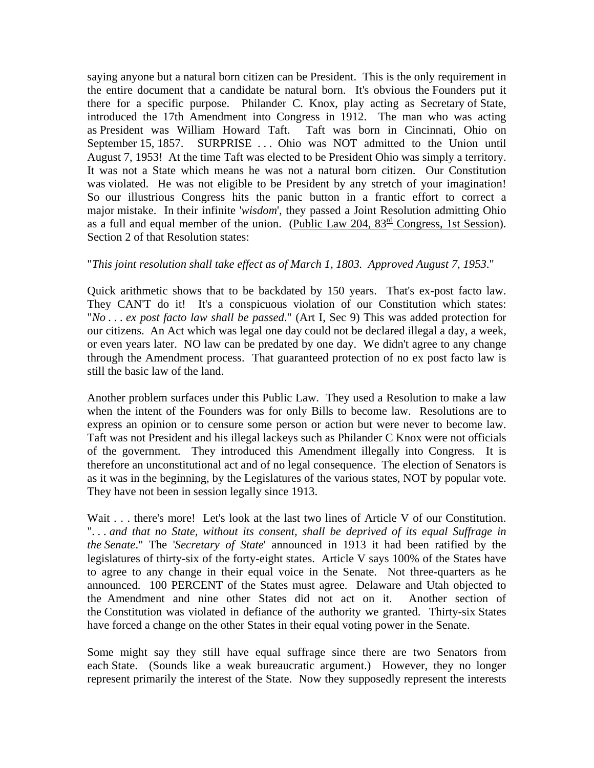saying anyone but a natural born citizen can be President. This is the only requirement in the entire document that a candidate be natural born. It's obvious the Founders put it there for a specific purpose. Philander C. Knox, play acting as Secretary of State, introduced the 17th Amendment into Congress in 1912. The man who was acting as President was William Howard Taft. Taft was born in Cincinnati, Ohio on September 15, 1857. SURPRISE . . . Ohio was NOT admitted to the Union until August 7, 1953! At the time Taft was elected to be President Ohio was simply a territory. It was not a State which means he was not a natural born citizen. Our Constitution was violated. He was not eligible to be President by any stretch of your imagination! So our illustrious Congress hits the panic button in a frantic effort to correct a major mistake. In their infinite '*wisdom*', they passed a Joint Resolution admitting Ohio as a full and equal member of the union. (Public Law 204, 83rd Congress, 1st Session). Section 2 of that Resolution states:

"*This joint resolution shall take effect as of March 1, 1803. Approved August 7, 1953*."

Quick arithmetic shows that to be backdated by 150 years. That's ex-post facto law. They CAN'T do it! It's a conspicuous violation of our Constitution which states: "*No . . . ex post facto law shall be passed*." (Art I, Sec 9) This was added protection for our citizens. An Act which was legal one day could not be declared illegal a day, a week, or even years later. NO law can be predated by one day. We didn't agree to any change through the Amendment process. That guaranteed protection of no ex post facto law is still the basic law of the land.

Another problem surfaces under this Public Law. They used a Resolution to make a law when the intent of the Founders was for only Bills to become law. Resolutions are to express an opinion or to censure some person or action but were never to become law. Taft was not President and his illegal lackeys such as Philander C Knox were not officials of the government. They introduced this Amendment illegally into Congress. It is therefore an unconstitutional act and of no legal consequence. The election of Senators is as it was in the beginning, by the Legislatures of the various states, NOT by popular vote. They have not been in session legally since 1913.

Wait . . . there's more! Let's look at the last two lines of Article V of our Constitution. "*. . . and that no State, without its consent, shall be deprived of its equal Suffrage in the Senate*." The '*Secretary of State*' announced in 1913 it had been ratified by the legislatures of thirty-six of the forty-eight states. Article V says 100% of the States have to agree to any change in their equal voice in the Senate. Not three-quarters as he announced. 100 PERCENT of the States must agree. Delaware and Utah objected to the Amendment and nine other States did not act on it. Another section of the Constitution was violated in defiance of the authority we granted. Thirty-six States have forced a change on the other States in their equal voting power in the Senate.

Some might say they still have equal suffrage since there are two Senators from each State. (Sounds like a weak bureaucratic argument.) However, they no longer represent primarily the interest of the State. Now they supposedly represent the interests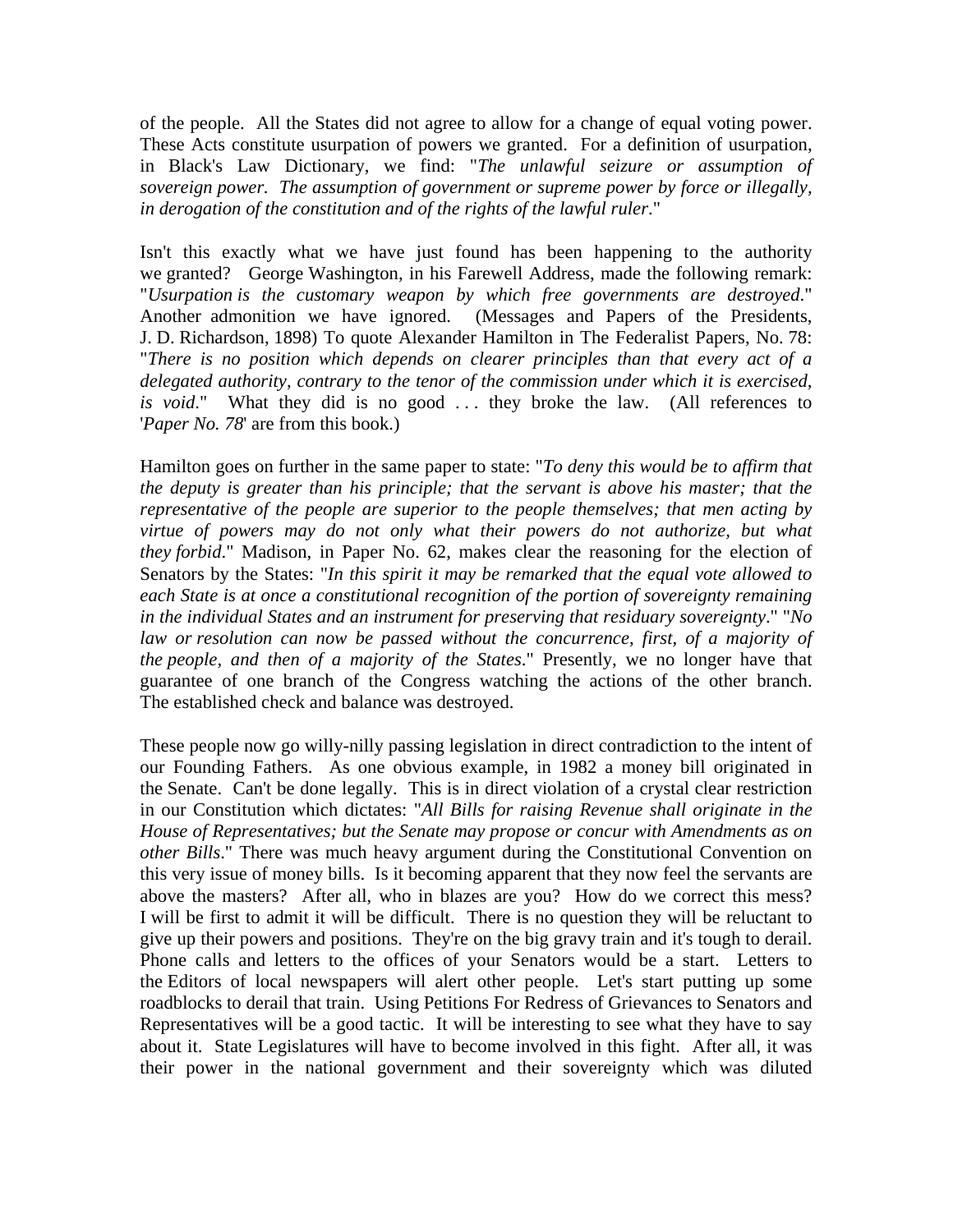of the people. All the States did not agree to allow for a change of equal voting power. These Acts constitute usurpation of powers we granted. For a definition of usurpation, in Black's Law Dictionary, we find: "*The unlawful seizure or assumption of sovereign power. The assumption of government or supreme power by force or illegally, in derogation of the constitution and of the rights of the lawful ruler.*"

Isn't this exactly what we have just found has been happening to the authority we granted? George Washington, in his Farewell Address, made the following remark: "*Usurpation is the customary weapon by which free governments are destroyed.*" Another admonition we have ignored. (Messages and Papers of the Presidents, J. D. Richardson, 1898) To quote Alexander Hamilton in The Federalist Papers, No. 78: "*There is no position which depends on clearer principles than that every act of a delegated authority, contrary to the tenor of the commission under which it is exercised, is void.*" What they did is no good . . . they broke the law. (All references to '*Paper No. 78*' are from this book.)

Hamilton goes on further in the same paper to state: "*To deny this would be to affirm that the deputy is greater than his principle; that the servant is above his master; that the representative of the people are superior to the people themselves; that men acting by virtue of powers may do not only what their powers do not authorize, but what they forbid.*" Madison, in Paper No. 62, makes clear the reasoning for the election of Senators by the States: "*In this spirit it may be remarked that the equal vote allowed to each State is at once a constitutional recognition of the portion of sovereignty remaining in the individual States and an instrument for preserving that residuary sovereignty.*" "*No law or resolution can now be passed without the concurrence, first, of a majority of the people, and then of a majority of the States.*" Presently, we no longer have that guarantee of one branch of the Congress watching the actions of the other branch. The established check and balance was destroyed.

These people now go willy-nilly passing legislation in direct contradiction to the intent of our Founding Fathers. As one obvious example, in 1982 a money bill originated in the Senate. Can't be done legally. This is in direct violation of a crystal clear restriction in our Constitution which dictates: "*All Bills for raising Revenue shall originate in the House of Representatives; but the Senate may propose or concur with Amendments as on other Bills.*" There was much heavy argument during the Constitutional Convention on this very issue of money bills. Is it becoming apparent that they now feel the servants are above the masters? After all, who in blazes are you? How do we correct this mess? I will be first to admit it will be difficult. There is no question they will be reluctant to give up their powers and positions. They're on the big gravy train and it's tough to derail. Phone calls and letters to the offices of your Senators would be a start. Letters to the Editors of local newspapers will alert other people. Let's start putting up some roadblocks to derail that train. Using Petitions For Redress of Grievances to Senators and Representatives will be a good tactic. It will be interesting to see what they have to say about it. State Legislatures will have to become involved in this fight. After all, it was their power in the national government and their sovereignty which was diluted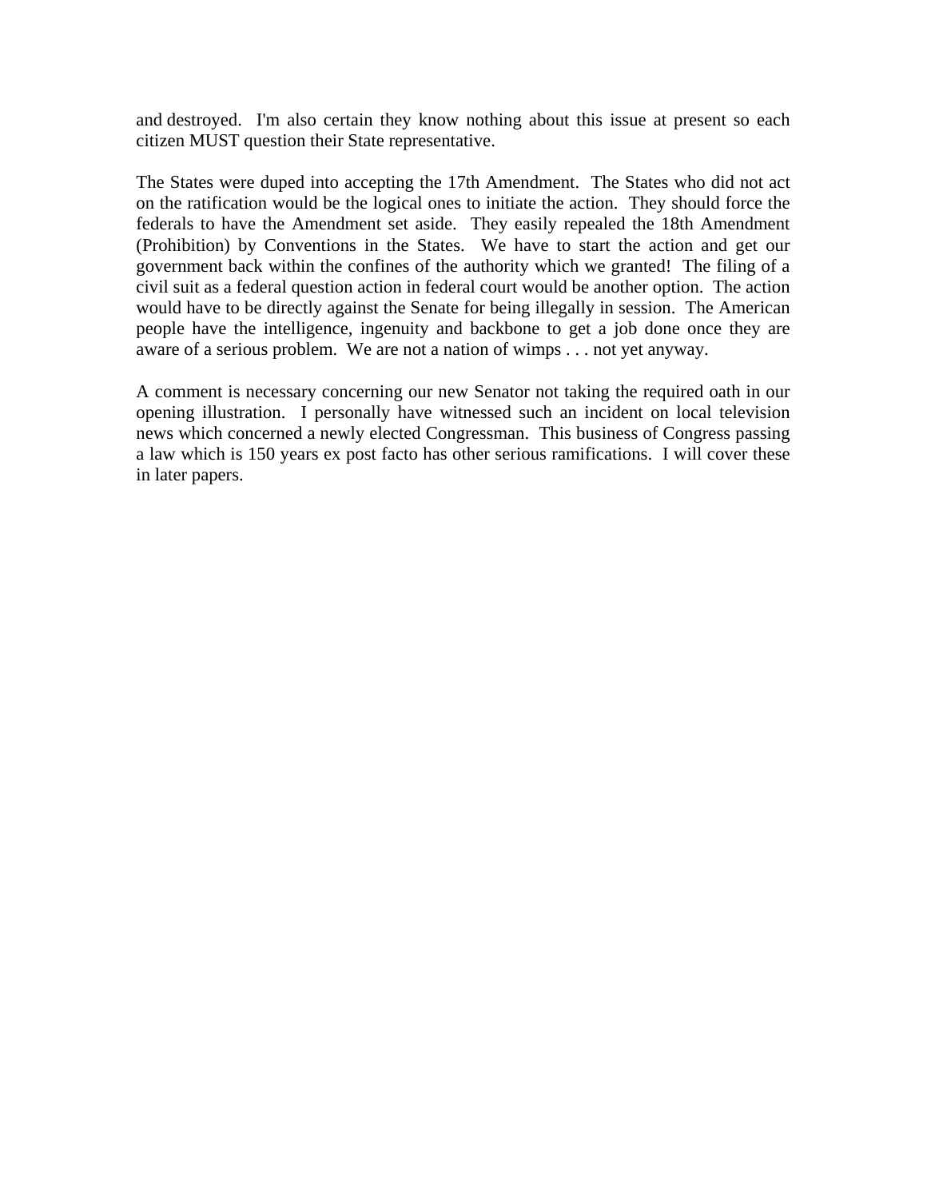and destroyed. I'm also certain they know nothing about this issue at present so each citizen MUST question their State representative.

The States were duped into accepting the 17th Amendment. The States who did not act on the ratification would be the logical ones to initiate the action. They should force the federals to have the Amendment set aside. They easily repealed the 18th Amendment (Prohibition) by Conventions in the States. We have to start the action and get our government back within the confines of the authority which we granted! The filing of a civil suit as a federal question action in federal court would be another option. The action would have to be directly against the Senate for being illegally in session. The American people have the intelligence, ingenuity and backbone to get a job done once they are aware of a serious problem. We are not a nation of wimps . . . not yet anyway.

A comment is necessary concerning our new Senator not taking the required oath in our opening illustration. I personally have witnessed such an incident on local television news which concerned a newly elected Congressman. This business of Congress passing a law which is 150 years ex post facto has other serious ramifications. I will cover these in later papers.